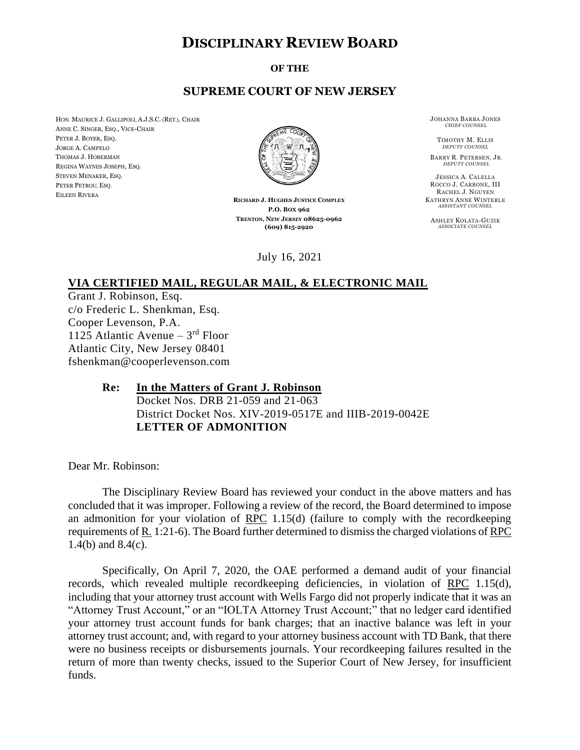# DISCIPLINARY REVIEW BOARD

**OF THE**

**SUPREME COURT OF NEW JERSEY**

HON. MAURICE J. GALLIPOLI, A.J.S.C. (RET.), CHAIR
ANNE C. SINGER, ESQ., VICE-CHAIR
PETER J. BOYER, ESQ.
JORGE A. CAMPELO
THOMAS J. HOBERMAN
REGINA WAYNES JOSEPH, ESQ.
STEVEN MENAKER, ESQ.
PETER PETROU, ESQ.
EILEEN RIVERA

**RICHARD J. HUGHES JUSTICE COMPLEX**
**P.O. BOX 962**
**TRENTON, NEW JERSEY 08625-0962**
**(609) 815-2920**

JOHANNA BARBA JONES
*CHIEF COUNSEL*

TIMOTHY M. ELLIS
*DEPUTY COUNSEL*

BARRY R. PETERSEN, JR.
*DEPUTY COUNSEL*

JESSICA A. CALELLA
ROCCO J. CARBONE, III
RACHEL J. NGUYEN
KATHRYN ANNE WINTERLE
*ASSISTANT COUNSEL*

ASHLEY KOLATA-GUZIK
*ASSOCIATE COUNSEL*

July 16, 2021

**VIA CERTIFIED MAIL, REGULAR MAIL, & ELECTRONIC MAIL**

Grant J. Robinson, Esq.
c/o Frederic L. Shenkman, Esq.
Cooper Levenson, P.A.
1125 Atlantic Avenue – 3rd Floor
Atlantic City, New Jersey 08401
fshenkman@cooperlevenson.com

**Re: In the Matters of Grant J. Robinson**
Docket Nos. DRB 21-059 and 21-063
District Docket Nos. XIV-2019-0517E and IIIB-2019-0042E
**LETTER OF ADMONITION**

Dear Mr. Robinson:

The Disciplinary Review Board has reviewed your conduct in the above matters and has concluded that it was improper. Following a review of the record, the Board determined to impose an admonition for your violation of RPC 1.15(d) (failure to comply with the recordkeeping requirements of R. 1:21-6). The Board further determined to dismiss the charged violations of RPC 1.4(b) and 8.4(c).

Specifically, On April 7, 2020, the OAE performed a demand audit of your financial records, which revealed multiple recordkeeping deficiencies, in violation of RPC 1.15(d), including that your attorney trust account with Wells Fargo did not properly indicate that it was an "Attorney Trust Account," or an "IOLTA Attorney Trust Account;" that no ledger card identified your attorney trust account funds for bank charges; that an inactive balance was left in your attorney trust account; and, with regard to your attorney business account with TD Bank, that there were no business receipts or disbursements journals. Your recordkeeping failures resulted in the return of more than twenty checks, issued to the Superior Court of New Jersey, for insufficient funds.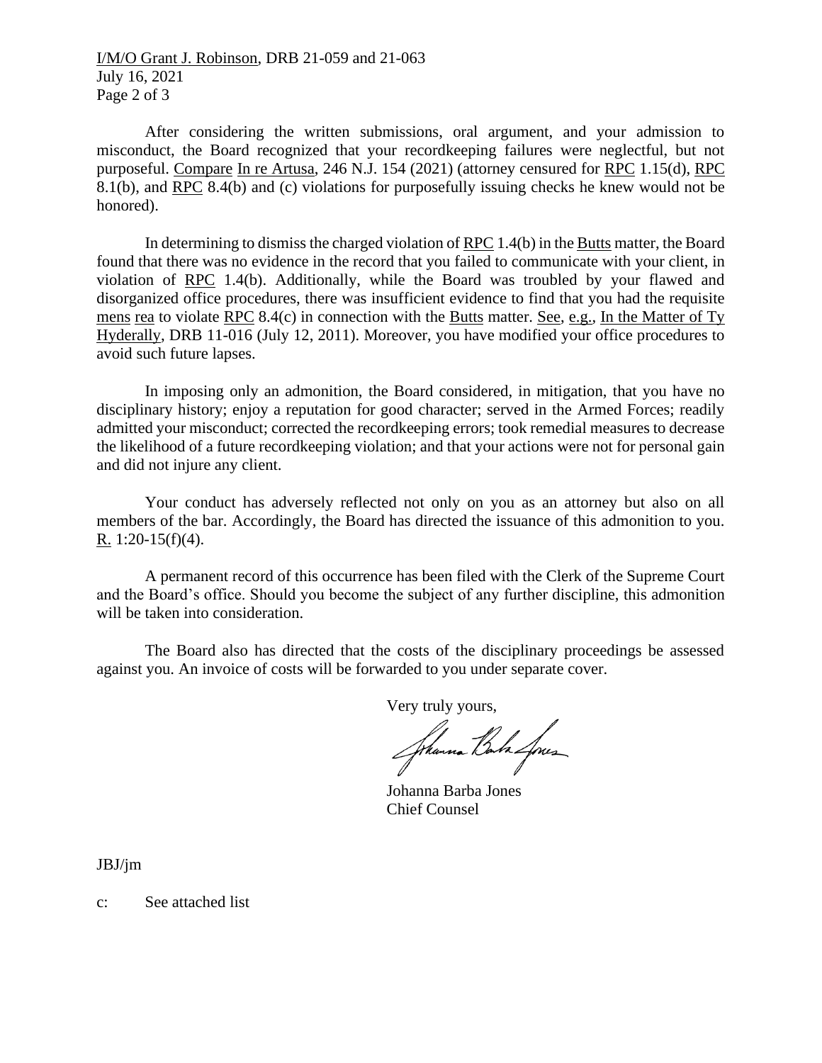After considering the written submissions, oral argument, and your admission to misconduct, the Board recognized that your recordkeeping failures were neglectful, but not purposeful. Compare In re Artusa, 246 N.J. 154 (2021) (attorney censured for RPC 1.15(d), RPC 8.1(b), and RPC 8.4(b) and (c) violations for purposefully issuing checks he knew would not be honored).

In determining to dismiss the charged violation of RPC 1.4(b) in the Butts matter, the Board found that there was no evidence in the record that you failed to communicate with your client, in violation of RPC 1.4(b). Additionally, while the Board was troubled by your flawed and disorganized office procedures, there was insufficient evidence to find that you had the requisite mens rea to violate RPC 8.4(c) in connection with the Butts matter. See, e.g., In the Matter of Ty Hyderally, DRB 11-016 (July 12, 2011). Moreover, you have modified your office procedures to avoid such future lapses.

In imposing only an admonition, the Board considered, in mitigation, that you have no disciplinary history; enjoy a reputation for good character; served in the Armed Forces; readily admitted your misconduct; corrected the recordkeeping errors; took remedial measures to decrease the likelihood of a future recordkeeping violation; and that your actions were not for personal gain and did not injure any client.

Your conduct has adversely reflected not only on you as an attorney but also on all members of the bar. Accordingly, the Board has directed the issuance of this admonition to you. R. 1:20-15(f)(4).

A permanent record of this occurrence has been filed with the Clerk of the Supreme Court and the Board's office. Should you become the subject of any further discipline, this admonition will be taken into consideration.

The Board also has directed that the costs of the disciplinary proceedings be assessed against you. An invoice of costs will be forwarded to you under separate cover.

Very truly yours,

Johanna Barba Jones
Chief Counsel

JBJ/jm

c: See attached list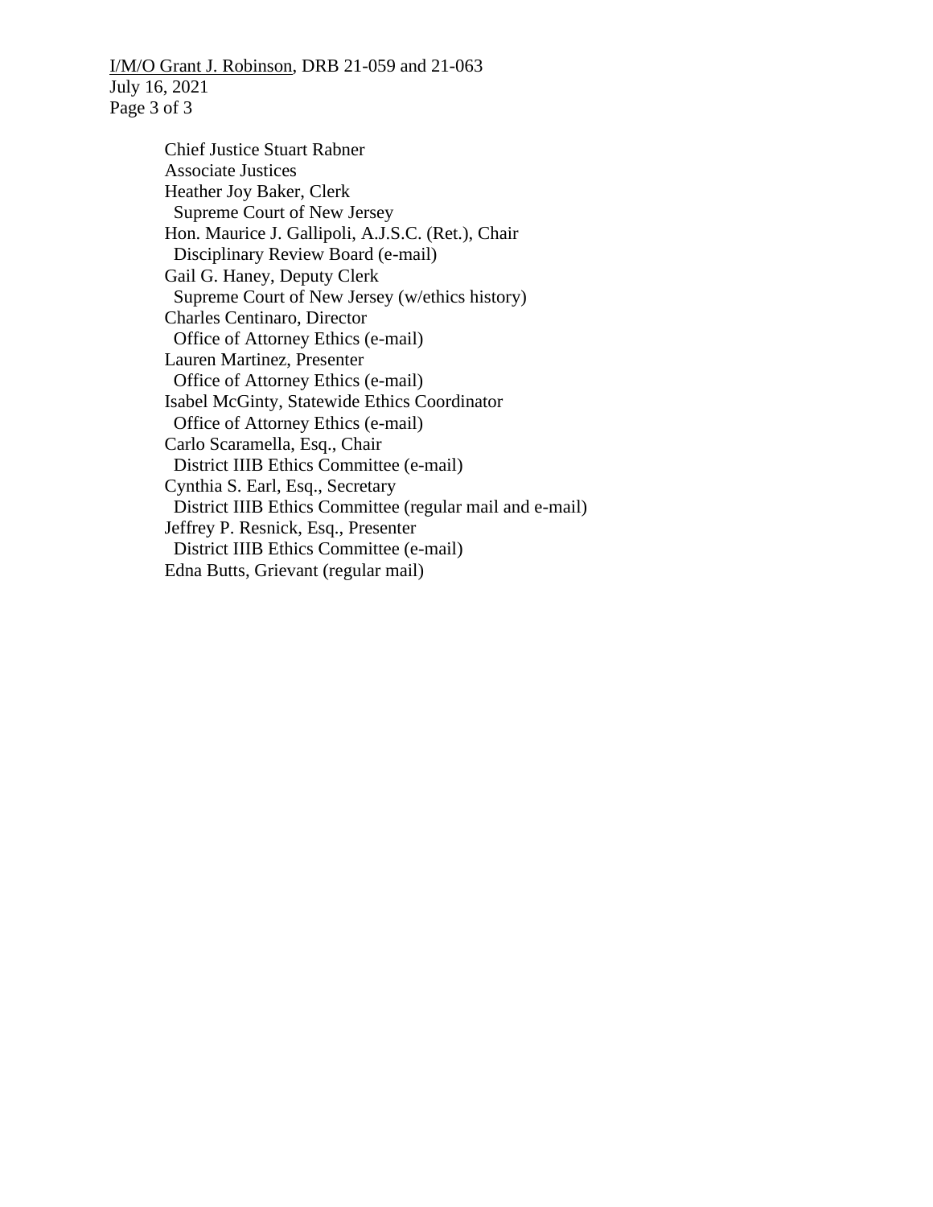Chief Justice Stuart Rabner
Associate Justices
Heather Joy Baker, Clerk
  Supreme Court of New Jersey
Hon. Maurice J. Gallipoli, A.J.S.C. (Ret.), Chair
  Disciplinary Review Board (e-mail)
Gail G. Haney, Deputy Clerk
  Supreme Court of New Jersey (w/ethics history)
Charles Centinaro, Director
  Office of Attorney Ethics (e-mail)
Lauren Martinez, Presenter
  Office of Attorney Ethics (e-mail)
Isabel McGinty, Statewide Ethics Coordinator
  Office of Attorney Ethics (e-mail)
Carlo Scaramella, Esq., Chair
  District IIIB Ethics Committee (e-mail)
Cynthia S. Earl, Esq., Secretary
  District IIIB Ethics Committee (regular mail and e-mail)
Jeffrey P. Resnick, Esq., Presenter
  District IIIB Ethics Committee (e-mail)
Edna Butts, Grievant (regular mail)